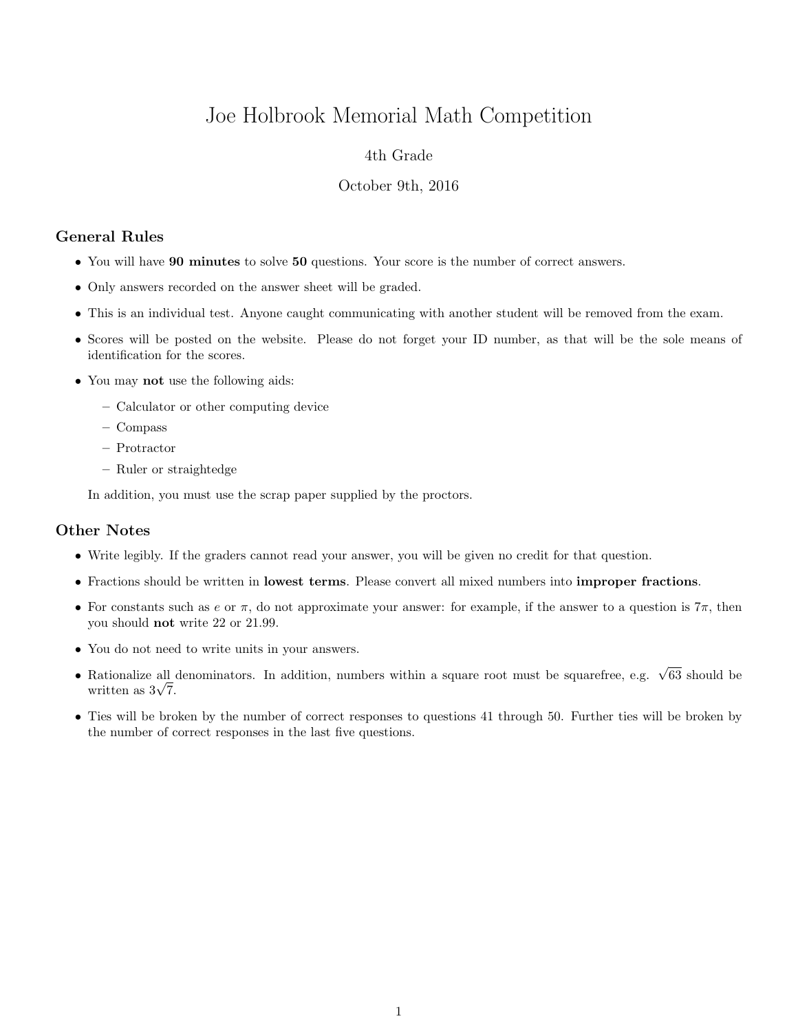# Joe Holbrook Memorial Math Competition

4th Grade

October 9th, 2016

## General Rules

- You will have **90 minutes** to solve **50** questions. Your score is the number of correct answers.
- Only answers recorded on the answer sheet will be graded.
- This is an individual test. Anyone caught communicating with another student will be removed from the exam.
- Scores will be posted on the website. Please do not forget your ID number, as that will be the sole means of identification for the scores.
- You may **not** use the following aids:
  - Calculator or other computing device
  - Compass
  - Protractor
  - Ruler or straightedge

  In addition, you must use the scrap paper supplied by the proctors.

## Other Notes

- Write legibly. If the graders cannot read your answer, you will be given no credit for that question.
- Fractions should be written in **lowest terms**. Please convert all mixed numbers into **improper fractions**.
- For constants such as $e$ or $\pi$, do not approximate your answer: for example, if the answer to a question is $7\pi$, then you should **not** write 22 or 21.99.
- You do not need to write units in your answers.
- Rationalize all denominators. In addition, numbers within a square root must be squarefree, e.g. $\sqrt{63}$ should be written as $3\sqrt{7}$.
- Ties will be broken by the number of correct responses to questions 41 through 50. Further ties will be broken by the number of correct responses in the last five questions.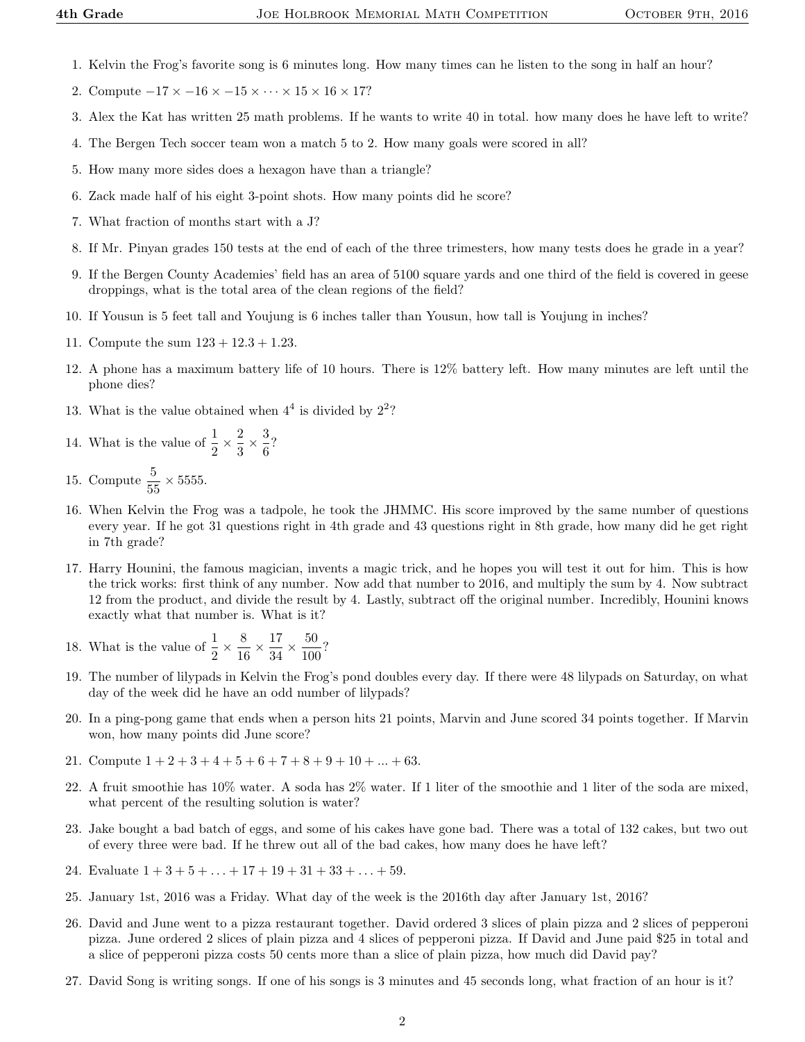1. Kelvin the Frog's favorite song is 6 minutes long. How many times can he listen to the song in half an hour?
2. Compute $-17 \times -16 \times -15 \times \cdots \times 15 \times 16 \times 17$?
3. Alex the Kat has written 25 math problems. If he wants to write 40 in total. how many does he have left to write?
4. The Bergen Tech soccer team won a match 5 to 2. How many goals were scored in all?
5. How many more sides does a hexagon have than a triangle?
6. Zack made half of his eight 3-point shots. How many points did he score?
7. What fraction of months start with a J?
8. If Mr. Pinyan grades 150 tests at the end of each of the three trimesters, how many tests does he grade in a year?
9. If the Bergen County Academies' field has an area of 5100 square yards and one third of the field is covered in geese droppings, what is the total area of the clean regions of the field?
10. If Yousun is 5 feet tall and Youjung is 6 inches taller than Yousun, how tall is Youjung in inches?
11. Compute the sum $123 + 12.3 + 1.23$.
12. A phone has a maximum battery life of 10 hours. There is 12% battery left. How many minutes are left until the phone dies?
13. What is the value obtained when $4^4$ is divided by $2^2$?
14. What is the value of $\frac{1}{2} \times \frac{2}{3} \times \frac{3}{6}$?
15. Compute $\frac{5}{55} \times 5555$.
16. When Kelvin the Frog was a tadpole, he took the JHMMC. His score improved by the same number of questions every year. If he got 31 questions right in 4th grade and 43 questions right in 8th grade, how many did he get right in 7th grade?
17. Harry Hounini, the famous magician, invents a magic trick, and he hopes you will test it out for him. This is how the trick works: first think of any number. Now add that number to 2016, and multiply the sum by 4. Now subtract 12 from the product, and divide the result by 4. Lastly, subtract off the original number. Incredibly, Hounini knows exactly what that number is. What is it?
18. What is the value of $\frac{1}{2} \times \frac{8}{16} \times \frac{17}{34} \times \frac{50}{100}$?
19. The number of lilypads in Kelvin the Frog's pond doubles every day. If there were 48 lilypads on Saturday, on what day of the week did he have an odd number of lilypads?
20. In a ping-pong game that ends when a person hits 21 points, Marvin and June scored 34 points together. If Marvin won, how many points did June score?
21. Compute $1 + 2 + 3 + 4 + 5 + 6 + 7 + 8 + 9 + 10 + ... + 63$.
22. A fruit smoothie has 10% water. A soda has 2% water. If 1 liter of the smoothie and 1 liter of the soda are mixed, what percent of the resulting solution is water?
23. Jake bought a bad batch of eggs, and some of his cakes have gone bad. There was a total of 132 cakes, but two out of every three were bad. If he threw out all of the bad cakes, how many does he have left?
24. Evaluate $1 + 3 + 5 + \ldots + 17 + 19 + 31 + 33 + \ldots + 59$.
25. January 1st, 2016 was a Friday. What day of the week is the 2016th day after January 1st, 2016?
26. David and June went to a pizza restaurant together. David ordered 3 slices of plain pizza and 2 slices of pepperoni pizza. June ordered 2 slices of plain pizza and 4 slices of pepperoni pizza. If David and June paid $25 in total and a slice of pepperoni pizza costs 50 cents more than a slice of plain pizza, how much did David pay?
27. David Song is writing songs. If one of his songs is 3 minutes and 45 seconds long, what fraction of an hour is it?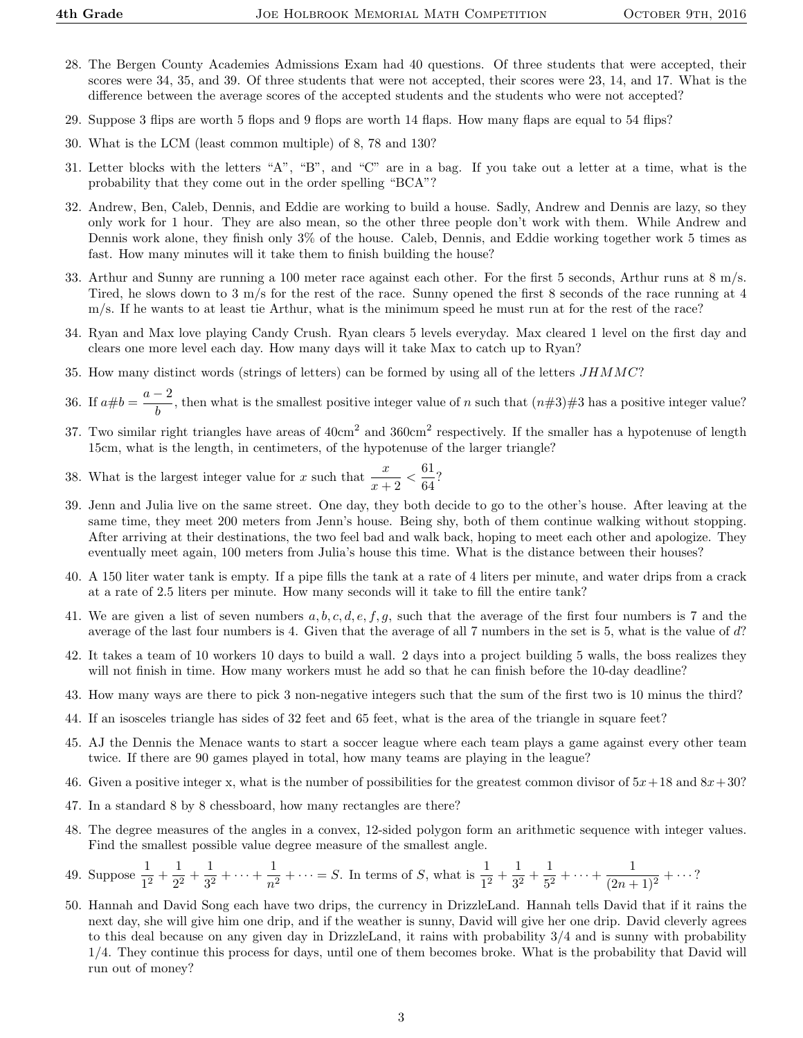28. The Bergen County Academies Admissions Exam had 40 questions. Of three students that were accepted, their scores were 34, 35, and 39. Of three students that were not accepted, their scores were 23, 14, and 17. What is the difference between the average scores of the accepted students and the students who were not accepted?

29. Suppose 3 flips are worth 5 flops and 9 flops are worth 14 flaps. How many flaps are equal to 54 flips?

30. What is the LCM (least common multiple) of 8, 78 and 130?

31. Letter blocks with the letters "A", "B", and "C" are in a bag. If you take out a letter at a time, what is the probability that they come out in the order spelling "BCA"?

32. Andrew, Ben, Caleb, Dennis, and Eddie are working to build a house. Sadly, Andrew and Dennis are lazy, so they only work for 1 hour. They are also mean, so the other three people don't work with them. While Andrew and Dennis work alone, they finish only 3% of the house. Caleb, Dennis, and Eddie working together work 5 times as fast. How many minutes will it take them to finish building the house?

33. Arthur and Sunny are running a 100 meter race against each other. For the first 5 seconds, Arthur runs at 8 m/s. Tired, he slows down to 3 m/s for the rest of the race. Sunny opened the first 8 seconds of the race running at 4 m/s. If he wants to at least tie Arthur, what is the minimum speed he must run at for the rest of the race?

34. Ryan and Max love playing Candy Crush. Ryan clears 5 levels everyday. Max cleared 1 level on the first day and clears one more level each day. How many days will it take Max to catch up to Ryan?

35. How many distinct words (strings of letters) can be formed by using all of the letters $JHMMC$?

36. If $a\#b = \dfrac{a-2}{b}$, then what is the smallest positive integer value of $n$ such that $(n\#3)\#3$ has a positive integer value?

37. Two similar right triangles have areas of $40\text{cm}^2$ and $360\text{cm}^2$ respectively. If the smaller has a hypotenuse of length 15cm, what is the length, in centimeters, of the hypotenuse of the larger triangle?

38. What is the largest integer value for $x$ such that $\dfrac{x}{x+2} < \dfrac{61}{64}$?

39. Jenn and Julia live on the same street. One day, they both decide to go to the other's house. After leaving at the same time, they meet 200 meters from Jenn's house. Being shy, both of them continue walking without stopping. After arriving at their destinations, the two feel bad and walk back, hoping to meet each other and apologize. They eventually meet again, 100 meters from Julia's house this time. What is the distance between their houses?

40. A 150 liter water tank is empty. If a pipe fills the tank at a rate of 4 liters per minute, and water drips from a crack at a rate of 2.5 liters per minute. How many seconds will it take to fill the entire tank?

41. We are given a list of seven numbers $a, b, c, d, e, f, g$, such that the average of the first four numbers is 7 and the average of the last four numbers is 4. Given that the average of all 7 numbers in the set is 5, what is the value of $d$?

42. It takes a team of 10 workers 10 days to build a wall. 2 days into a project building 5 walls, the boss realizes they will not finish in time. How many workers must he add so that he can finish before the 10-day deadline?

43. How many ways are there to pick 3 non-negative integers such that the sum of the first two is 10 minus the third?

44. If an isosceles triangle has sides of 32 feet and 65 feet, what is the area of the triangle in square feet?

45. AJ the Dennis the Menace wants to start a soccer league where each team plays a game against every other team twice. If there are 90 games played in total, how many teams are playing in the league?

46. Given a positive integer x, what is the number of possibilities for the greatest common divisor of $5x+18$ and $8x+30$?

47. In a standard 8 by 8 chessboard, how many rectangles are there?

48. The degree measures of the angles in a convex, 12-sided polygon form an arithmetic sequence with integer values. Find the smallest possible value degree measure of the smallest angle.

49. Suppose $\dfrac{1}{1^2} + \dfrac{1}{2^2} + \dfrac{1}{3^2} + \cdots + \dfrac{1}{n^2} + \cdots = S$. In terms of $S$, what is $\dfrac{1}{1^2} + \dfrac{1}{3^2} + \dfrac{1}{5^2} + \cdots + \dfrac{1}{(2n+1)^2} + \cdots$?

50. Hannah and David Song each have two drips, the currency in DrizzleLand. Hannah tells David that if it rains the next day, she will give him one drip, and if the weather is sunny, David will give her one drip. David cleverly agrees to this deal because on any given day in DrizzleLand, it rains with probability 3/4 and is sunny with probability 1/4. They continue this process for days, until one of them becomes broke. What is the probability that David will run out of money?